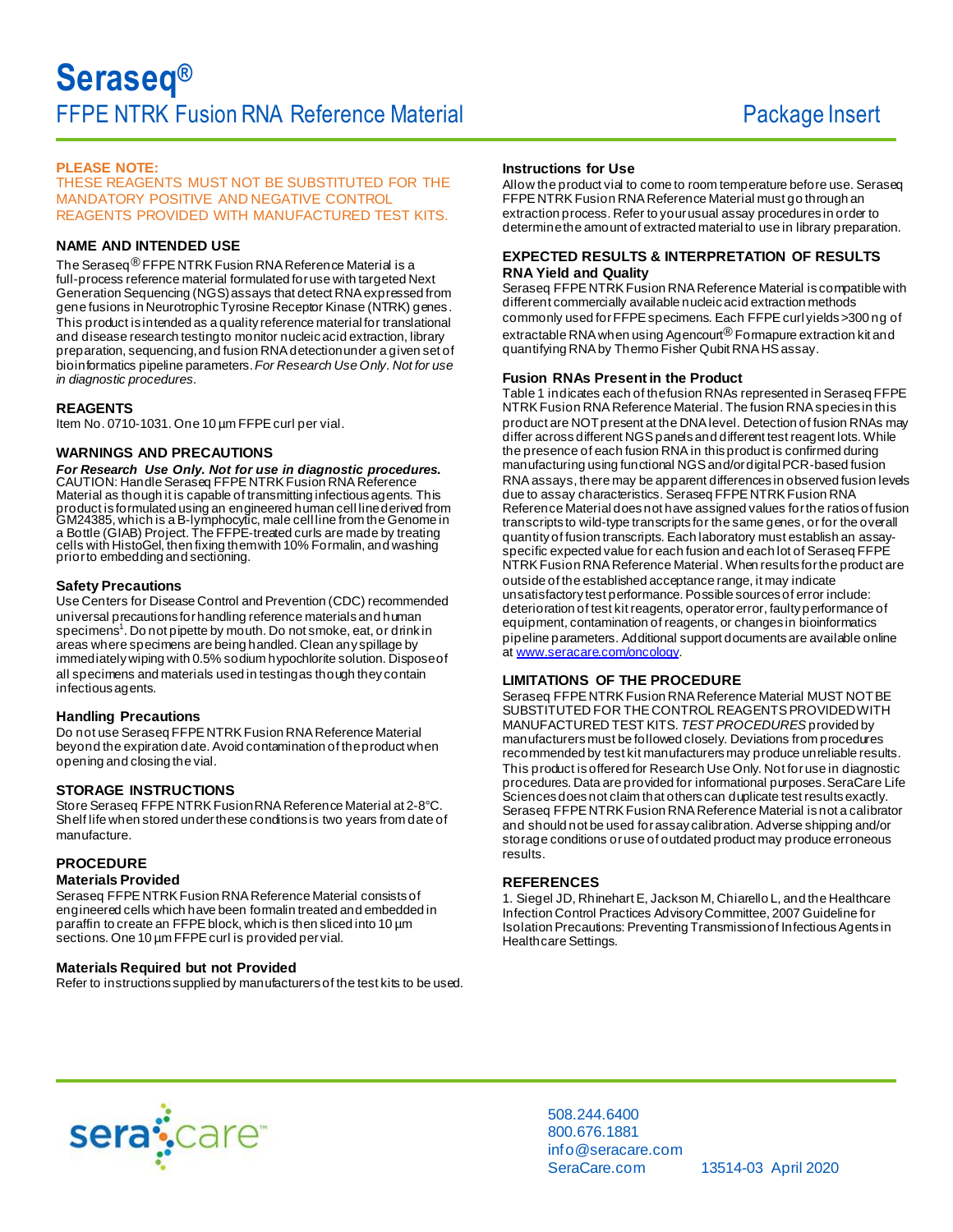# Seraseq®

## FFPE NTRK Fusion RNA Reference Material

Package Insert

**PLEASE NOTE:**
THESE REAGENTS MUST NOT BE SUBSTITUTED FOR THE MANDATORY POSITIVE AND NEGATIVE CONTROL REAGENTS PROVIDED WITH MANUFACTURED TEST KITS.

### NAME AND INTENDED USE

The Seraseq® FFPE NTRK Fusion RNA Reference Material is a full-process reference material formulated for use with targeted Next Generation Sequencing (NGS) assays that detect RNA expressed from gene fusions in Neurotrophic Tyrosine Receptor Kinase (NTRK) genes. This product is intended as a quality reference material for translational and disease research testing to monitor nucleic acid extraction, library preparation, sequencing, and fusion RNA detection under a given set of bioinformatics pipeline parameters. *For Research Use Only. Not for use in diagnostic procedures.*

### REAGENTS

Item No. 0710-1031. One 10 µm FFPE curl per vial.

### WARNINGS AND PRECAUTIONS

***For Research Use Only. Not for use in diagnostic procedures.***
CAUTION: Handle Seraseq FFPE NTRK Fusion RNA Reference Material as though it is capable of transmitting infectious agents. This product is formulated using an engineered human cell line derived from GM24385, which is a B-lymphocytic, male cell line from the Genome in a Bottle (GIAB) Project. The FFPE-treated curls are made by treating cells with HistoGel, then fixing them with 10% Formalin, and washing prior to embedding and sectioning.

#### Safety Precautions

Use Centers for Disease Control and Prevention (CDC) recommended universal precautions for handling reference materials and human specimens[1]. Do not pipette by mouth. Do not smoke, eat, or drink in areas where specimens are being handled. Clean any spillage by immediately wiping with 0.5% sodium hypochlorite solution. Dispose of all specimens and materials used in testing as though they contain infectious agents.

#### Handling Precautions

Do not use Seraseq FFPE NTRK Fusion RNA Reference Material beyond the expiration date. Avoid contamination of the product when opening and closing the vial.

### STORAGE INSTRUCTIONS

Store Seraseq FFPE NTRK Fusion RNA Reference Material at 2-8°C. Shelf life when stored under these conditions is two years from date of manufacture.

### PROCEDURE

#### Materials Provided

Seraseq FFPE NTRK Fusion RNA Reference Material consists of engineered cells which have been formalin treated and embedded in paraffin to create an FFPE block, which is then sliced into 10 µm sections. One 10 µm FFPE curl is provided per vial.

#### Materials Required but not Provided

Refer to instructions supplied by manufacturers of the test kits to be used.

#### Instructions for Use

Allow the product vial to come to room temperature before use. Seraseq FFPE NTRK Fusion RNA Reference Material must go through an extraction process. Refer to your usual assay procedures in order to determine the amount of extracted material to use in library preparation.

### EXPECTED RESULTS & INTERPRETATION OF RESULTS

#### RNA Yield and Quality

Seraseq FFPE NTRK Fusion RNA Reference Material is compatible with different commercially available nucleic acid extraction methods commonly used for FFPE specimens. Each FFPE curl yields >300 ng of extractable RNA when using Agencourt® Formapure extraction kit and quantifying RNA by Thermo Fisher Qubit RNA HS assay.

#### Fusion RNAs Present in the Product

Table 1 indicates each of the fusion RNAs represented in Seraseq FFPE NTRK Fusion RNA Reference Material. The fusion RNA species in this product are NOT present at the DNA level. Detection of fusion RNAs may differ across different NGS panels and different test reagent lots. While the presence of each fusion RNA in this product is confirmed during manufacturing using functional NGS and/or digital PCR-based fusion RNA assays, there may be apparent differences in observed fusion levels due to assay characteristics. Seraseq FFPE NTRK Fusion RNA Reference Material does not have assigned values for the ratios of fusion transcripts to wild-type transcripts for the same genes, or for the overall quantity of fusion transcripts. Each laboratory must establish an assay-specific expected value for each fusion and each lot of Seraseq FFPE NTRK Fusion RNA Reference Material. When results for the product are outside of the established acceptance range, it may indicate unsatisfactory test performance. Possible sources of error include: deterioration of test kit reagents, operator error, faulty performance of equipment, contamination of reagents, or changes in bioinformatics pipeline parameters. Additional support documents are available online at www.seracare.com/oncology.

### LIMITATIONS OF THE PROCEDURE

Seraseq FFPE NTRK Fusion RNA Reference Material MUST NOT BE SUBSTITUTED FOR THE CONTROL REAGENTS PROVIDED WITH MANUFACTURED TEST KITS. *TEST PROCEDURES* provided by manufacturers must be followed closely. Deviations from procedures recommended by test kit manufacturers may produce unreliable results. This product is offered for Research Use Only. Not for use in diagnostic procedures. Data are provided for informational purposes. SeraCare Life Sciences does not claim that others can duplicate test results exactly. Seraseq FFPE NTRK Fusion RNA Reference Material is not a calibrator and should not be used for assay calibration. Adverse shipping and/or storage conditions or use of outdated product may produce erroneous results.

### REFERENCES

1. Siegel JD, Rhinehart E, Jackson M, Chiarello L, and the Healthcare Infection Control Practices Advisory Committee, 2007 Guideline for Isolation Precautions: Preventing Transmission of Infectious Agents in Healthcare Settings.

508.244.6400
800.676.1881
info@seracare.com
SeraCare.com

13514-03 April 2020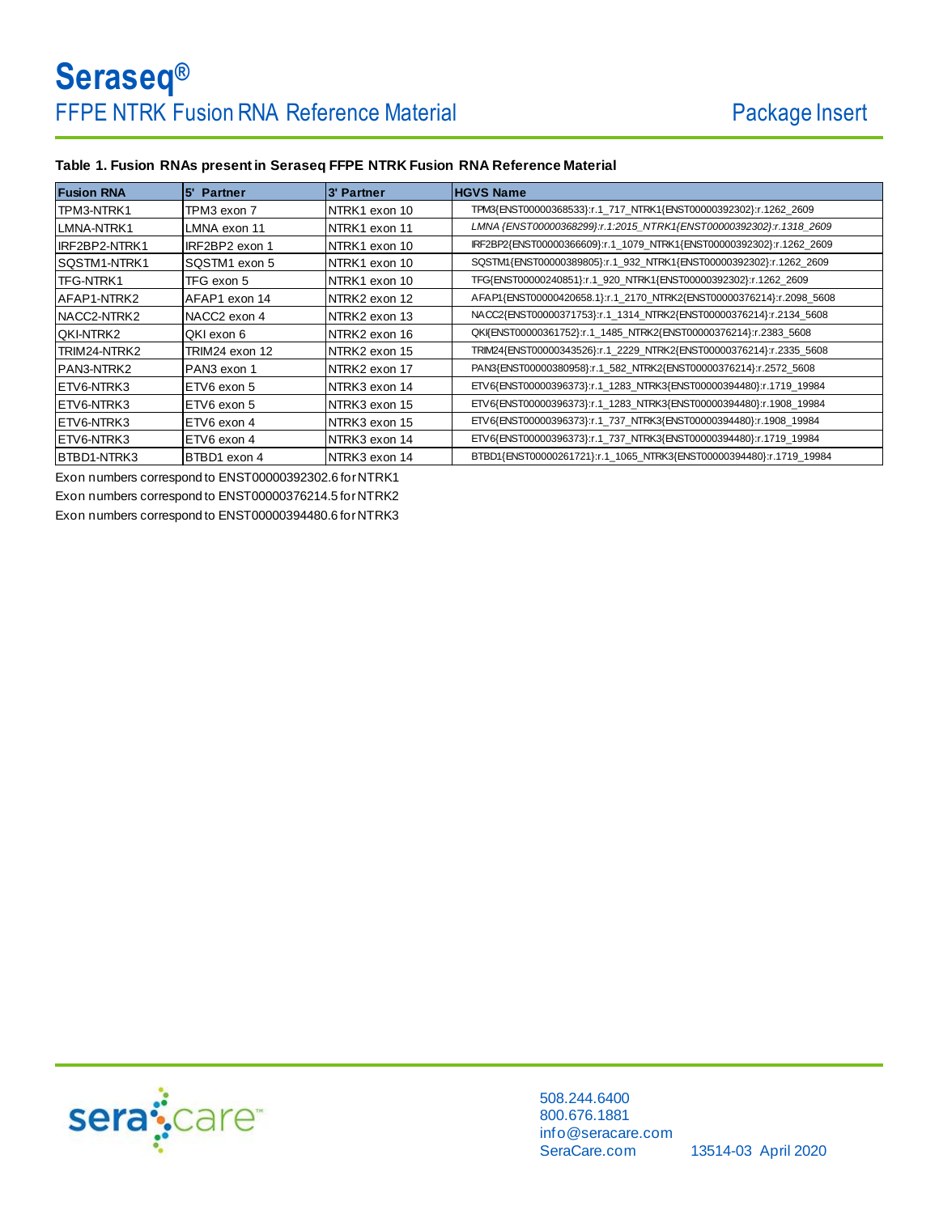**Table 1. Fusion RNAs present in Seraseq FFPE NTRK Fusion RNA Reference Material**

| Fusion RNA | 5' Partner | 3' Partner | HGVS Name |
|---|---|---|---|
| TPM3-NTRK1 | TPM3 exon 7 | NTRK1 exon 10 | TPM3{ENST00000368533}:r.1_717_NTRK1{ENST00000392302}:r.1262_2609 |
| LMNA-NTRK1 | LMNA exon 11 | NTRK1 exon 11 | *LMNA {ENST00000368299}:r.1:2015_NTRK1{ENST00000392302}:r.1318_2609* |
| IRF2BP2-NTRK1 | IRF2BP2 exon 1 | NTRK1 exon 10 | IRF2BP2{ENST00000366609}:r.1_1079_NTRK1{ENST00000392302}:r.1262_2609 |
| SQSTM1-NTRK1 | SQSTM1 exon 5 | NTRK1 exon 10 | SQSTM1{ENST00000389805}:r.1_932_NTRK1{ENST00000392302}:r.1262_2609 |
| TFG-NTRK1 | TFG exon 5 | NTRK1 exon 10 | TFG{ENST00000240851}:r.1_920_NTRK1{ENST00000392302}:r.1262_2609 |
| AFAP1-NTRK2 | AFAP1 exon 14 | NTRK2 exon 12 | AFAP1{ENST00000420658.1}:r.1_2170_NTRK2{ENST00000376214}:r.2098_5608 |
| NACC2-NTRK2 | NACC2 exon 4 | NTRK2 exon 13 | NACC2{ENST00000371753}:r.1_1314_NTRK2{ENST00000376214}:r.2134_5608 |
| QKI-NTRK2 | QKI exon 6 | NTRK2 exon 16 | QKI{ENST00000361752}:r.1_1485_NTRK2{ENST00000376214}:r.2383_5608 |
| TRIM24-NTRK2 | TRIM24 exon 12 | NTRK2 exon 15 | TRIM24{ENST00000343526}:r.1_2229_NTRK2{ENST00000376214}:r.2335_5608 |
| PAN3-NTRK2 | PAN3 exon 1 | NTRK2 exon 17 | PAN3{ENST00000380958}:r.1_582_NTRK2{ENST00000376214}:r.2572_5608 |
| ETV6-NTRK3 | ETV6 exon 5 | NTRK3 exon 14 | ETV6{ENST00000396373}:r.1_1283_NTRK3{ENST00000394480}:r.1719_19984 |
| ETV6-NTRK3 | ETV6 exon 5 | NTRK3 exon 15 | ETV6{ENST00000396373}:r.1_1283_NTRK3{ENST00000394480}:r.1908_19984 |
| ETV6-NTRK3 | ETV6 exon 4 | NTRK3 exon 15 | ETV6{ENST00000396373}:r.1_737_NTRK3{ENST00000394480}:r.1908_19984 |
| ETV6-NTRK3 | ETV6 exon 4 | NTRK3 exon 14 | ETV6{ENST00000396373}:r.1_737_NTRK3{ENST00000394480}:r.1719_19984 |
| BTBD1-NTRK3 | BTBD1 exon 4 | NTRK3 exon 14 | BTBD1{ENST00000261721}:r.1_1065_NTRK3{ENST00000394480}:r.1719_19984 |

Exon numbers correspond to ENST00000392302.6 for NTRK1

Exon numbers correspond to ENST00000376214.5 for NTRK2

Exon numbers correspond to ENST00000394480.6 for NTRK3

508.244.6400
800.676.1881
info@seracare.com
SeraCare.com

13514-03 April 2020